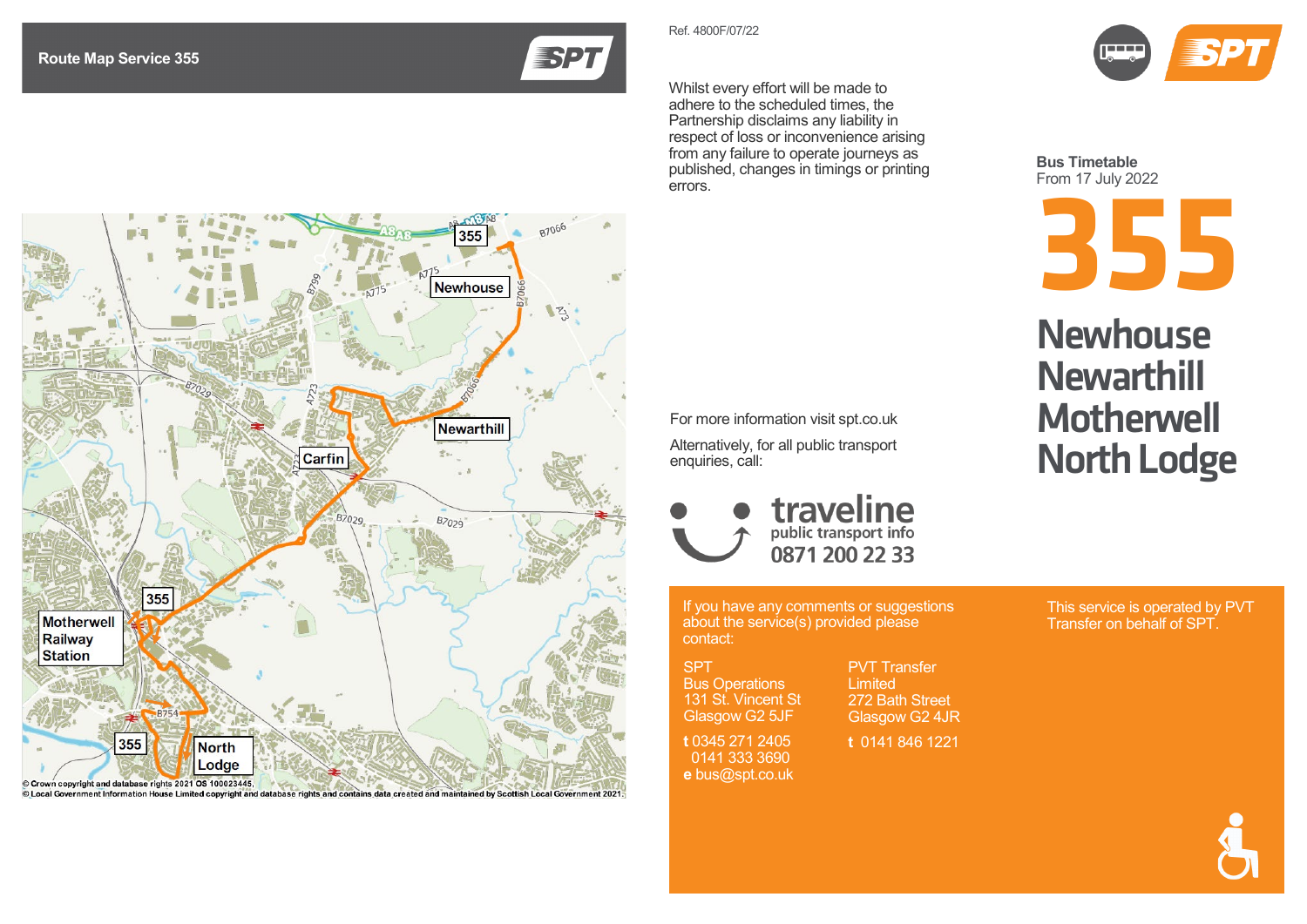## Route Map Service 355

Motherwell Railway Station · North Lodge · Newhouse · Newarthill · Carfin · 355

© Crown copyright and database rights 2021 OS 100023445.
© Local Government Information House Limited copyright and database rights and contains data created and maintained by Scottish Local Government 2021.

Ref. 4800F/07/22

Whilst every effort will be made to adhere to the scheduled times, the Partnership disclaims any liability in respect of loss or inconvenience arising from any failure to operate journeys as published, changes in timings or printing errors.

For more information visit spt.co.uk

Alternatively, for all public transport enquiries, call:

**traveline** public transport info
**0871 200 22 33**

If you have any comments or suggestions about the service(s) provided please contact:

SPT
Bus Operations
131 St. Vincent St
Glasgow G2 5JF

**t** 0345 271 2405
0141 333 3690
**e** bus@spt.co.uk

PVT Transfer Limited
272 Bath Street
Glasgow G2 4JR

**t** 0141 846 1221

**Bus Timetable**
From 17 July 2022

# 355

# Newhouse Newarthill Motherwell North Lodge

This service is operated by PVT Transfer on behalf of SPT.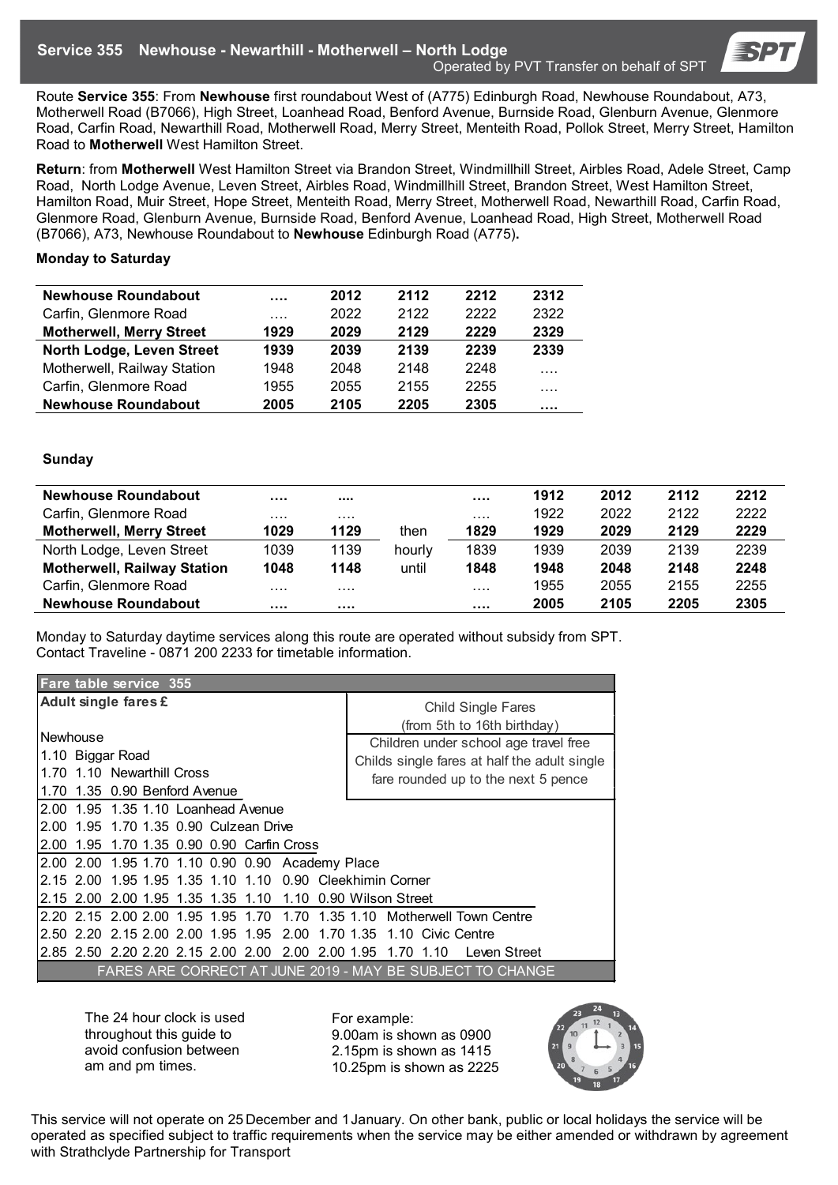## Service 355 Newhouse - Newarthill - Motherwell – North Lodge

Operated by PVT Transfer on behalf of SPT

Route **Service 355**: From **Newhouse** first roundabout West of (A775) Edinburgh Road, Newhouse Roundabout, A73, Motherwell Road (B7066), High Street, Loanhead Road, Benford Avenue, Burnside Road, Glenburn Avenue, Glenmore Road, Carfin Road, Newarthill Road, Motherwell Road, Merry Street, Menteith Road, Pollok Street, Merry Street, Hamilton Road to **Motherwell** West Hamilton Street.

**Return**: from **Motherwell** West Hamilton Street via Brandon Street, Windmillhill Street, Airbles Road, Adele Street, Camp Road, North Lodge Avenue, Leven Street, Airbles Road, Windmillhill Street, Brandon Street, West Hamilton Street, Hamilton Road, Muir Street, Hope Street, Menteith Road, Merry Street, Motherwell Road, Newarthill Road, Carfin Road, Glenmore Road, Glenburn Avenue, Burnside Road, Benford Avenue, Loanhead Road, High Street, Motherwell Road (B7066), A73, Newhouse Roundabout to **Newhouse** Edinburgh Road (A775)**.**

**Monday to Saturday**

| | | | | | |
|---|---|---|---|---|---|
| **Newhouse Roundabout** | **….** | **2012** | **2112** | **2212** | **2312** |
| Carfin, Glenmore Road | …. | 2022 | 2122 | 2222 | 2322 |
| **Motherwell, Merry Street** | **1929** | **2029** | **2129** | **2229** | **2329** |
| **North Lodge, Leven Street** | **1939** | **2039** | **2139** | **2239** | **2339** |
| Motherwell, Railway Station | 1948 | 2048 | 2148 | 2248 | …. |
| Carfin, Glenmore Road | 1955 | 2055 | 2155 | 2255 | …. |
| **Newhouse Roundabout** | **2005** | **2105** | **2205** | **2305** | **….** |

**Sunday**

| | | | | | | | | |
|---|---|---|---|---|---|---|---|---|
| **Newhouse Roundabout** | **….** | **....** | | **….** | **1912** | **2012** | **2112** | **2212** |
| Carfin, Glenmore Road | …. | …. | | …. | 1922 | 2022 | 2122 | 2222 |
| **Motherwell, Merry Street** | **1029** | **1129** | then | **1829** | **1929** | **2029** | **2129** | **2229** |
| North Lodge, Leven Street | 1039 | 1139 | hourly | 1839 | 1939 | 2039 | 2139 | 2239 |
| **Motherwell, Railway Station** | **1048** | **1148** | until | **1848** | **1948** | **2048** | **2148** | **2248** |
| Carfin, Glenmore Road | …. | …. | | …. | 1955 | 2055 | 2155 | 2255 |
| **Newhouse Roundabout** | **….** | **….** | | **….** | **2005** | **2105** | **2205** | **2305** |

Monday to Saturday daytime services along this route are operated without subsidy from SPT.
Contact Traveline - 0871 200 2233 for timetable information.

**Fare table service 355**

**Adult single fares £**

| | | | | | | | | | | | |
|---|---|---|---|---|---|---|---|---|---|---|---|
| Newhouse | | | | | | | | | | | |
| 1.10 | Biggar Road | | | | | | | | | | |
| 1.70 | 1.10 | Newarthill Cross | | | | | | | | | |
| 1.70 | 1.35 | 0.90 | Benford Avenue | | | | | | | | |
| 2.00 | 1.95 | 1.35 | 1.10 | Loanhead Avenue | | | | | | | |
| 2.00 | 1.95 | 1.70 | 1.35 | 0.90 | Culzean Drive | | | | | | |
| 2.00 | 1.95 | 1.70 | 1.35 | 0.90 | 0.90 | Carfin Cross | | | | | |
| 2.00 | 2.00 | 1.95 | 1.70 | 1.10 | 0.90 | 0.90 | Academy Place | | | | |
| 2.15 | 2.00 | 1.95 | 1.95 | 1.35 | 1.10 | 1.10 | 0.90 | Cleekhimin Corner | | | |
| 2.15 | 2.00 | 2.00 | 1.95 | 1.35 | 1.35 | 1.10 | 1.10 | 0.90 | Wilson Street | | |
| 2.20 | 2.15 | 2.00 | 2.00 | 1.95 | 1.95 | 1.70 | 1.70 | 1.35 | 1.10 | Motherwell Town Centre | |
| 2.50 | 2.20 | 2.15 | 2.00 | 2.00 | 1.95 | 1.95 | 2.00 | 1.70 | 1.35 | 1.10 | Civic Centre |
| 2.85 | 2.50 | 2.20 | 2.20 | 2.15 | 2.00 | 2.00 | 2.00 | 2.00 | 1.95 | 1.70 | 1.10 Leven Street |

Child Single Fares
(from 5th to 16th birthday)
Children under school age travel free
Childs single fares at half the adult single fare rounded up to the next 5 pence

FARES ARE CORRECT AT JUNE 2019 - MAY BE SUBJECT TO CHANGE

The 24 hour clock is used throughout this guide to avoid confusion between am and pm times.

For example:
9.00am is shown as 0900
2.15pm is shown as 1415
10.25pm is shown as 2225

This service will not operate on 25 December and 1 January. On other bank, public or local holidays the service will be operated as specified subject to traffic requirements when the service may be either amended or withdrawn by agreement with Strathclyde Partnership for Transport